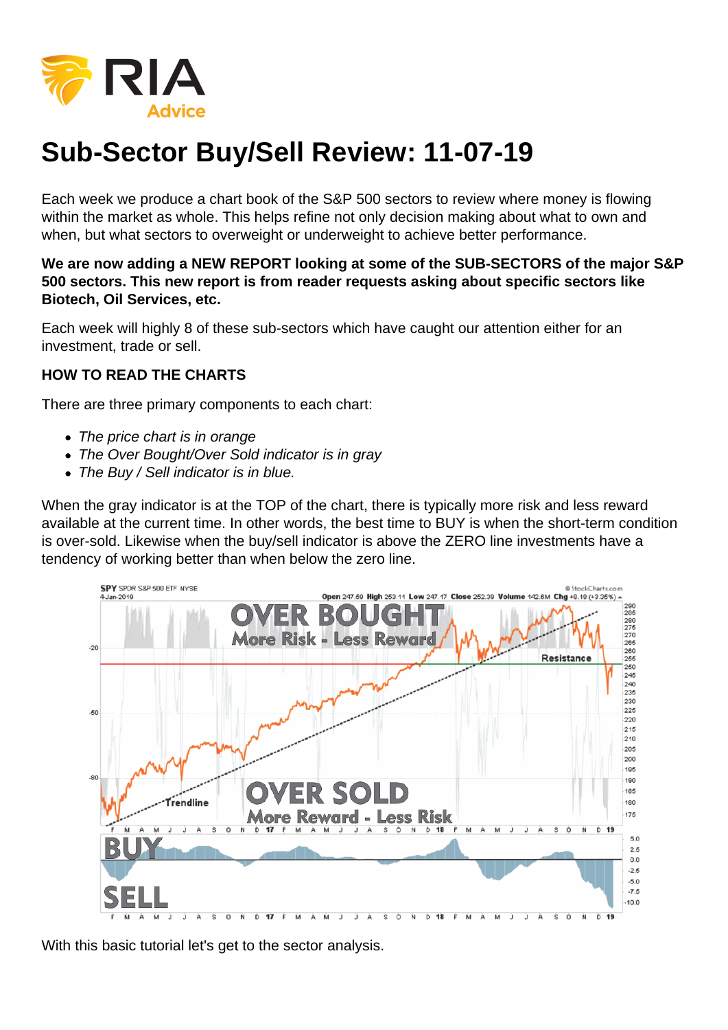# Sub-Sector Buy/Sell Review: 11-07-19

Each week we produce a chart book of the S&P 500 sectors to review where money is flowing within the market as whole. This helps refine not only decision making about what to own and when, but what sectors to overweight or underweight to achieve better performance.

**We are now adding a NEW REPORT looking at some of the SUB-SECTORS of the major S&P 500 sectors. This new report is from reader requests asking about specific sectors like Biotech, Oil Services, etc.**

Each week will highly 8 of these sub-sectors which have caught our attention either for an investment, trade or sell.

**HOW TO READ THE CHARTS**

There are three primary components to each chart:

- *The price chart is in orange*
- *The Over Bought/Over Sold indicator is in gray*
- *The Buy / Sell indicator is in blue.*

When the gray indicator is at the TOP of the chart, there is typically more risk and less reward available at the current time. In other words, the best time to BUY is when the short-term condition is over-sold. Likewise when the buy/sell indicator is above the ZERO line investments have a tendency of working better than when below the zero line.

With this basic tutorial let's get to the sector analysis.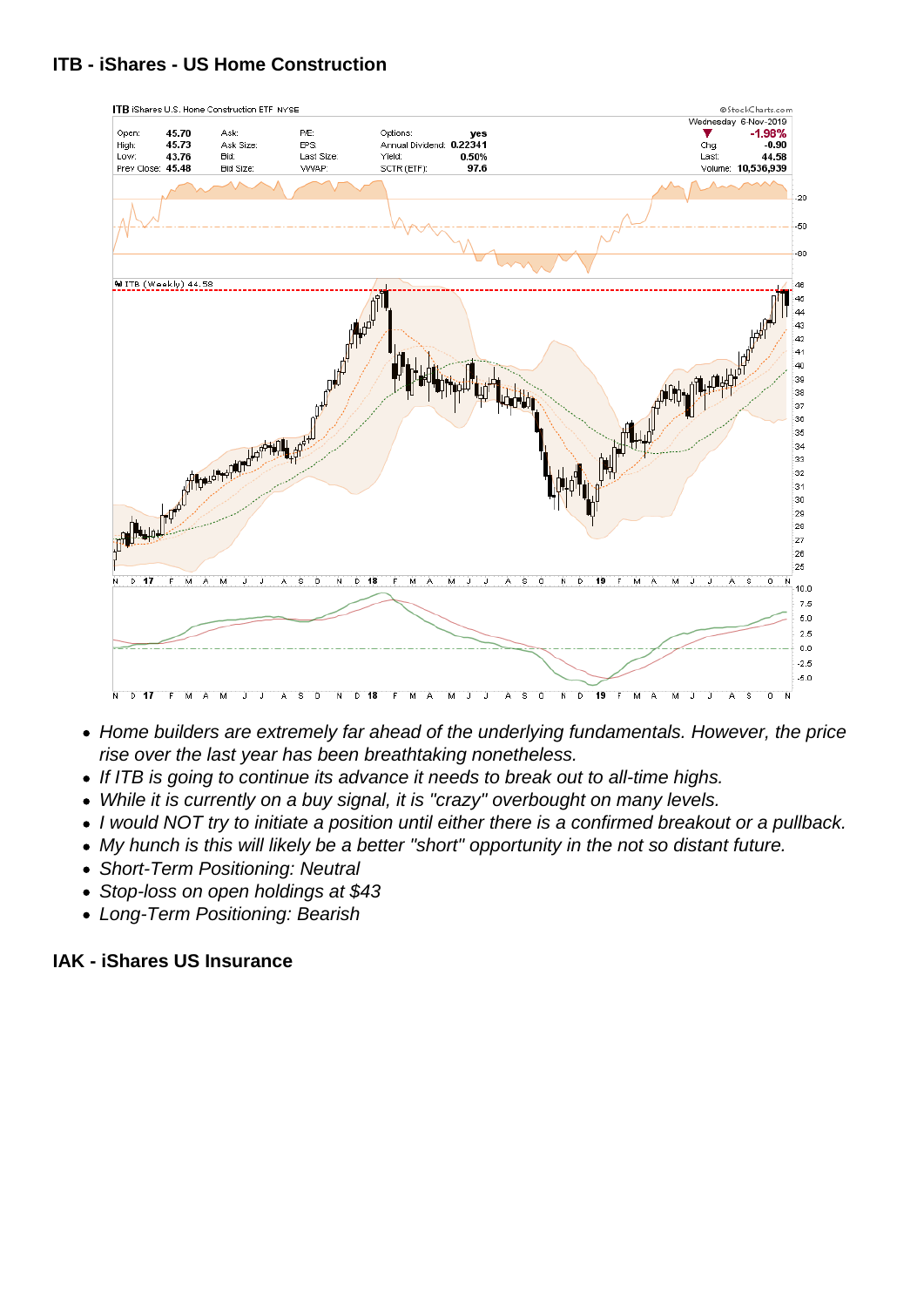**ITB - iShares - US Home Construction**

- *Home builders are extremely far ahead of the underlying fundamentals. However, the price rise over the last year has been breathtaking nonetheless.*
- *If ITB is going to continue its advance it needs to break out to all-time highs.*
- *While it is currently on a buy signal, it is "crazy" overbought on many levels.*
- *I would NOT try to initiate a position until either there is a confirmed breakout or a pullback.*
- *My hunch is this will likely be a better "short" opportunity in the not so distant future.*
- *Short-Term Positioning: Neutral*
- *Stop-loss on open holdings at $43*
- *Long-Term Positioning: Bearish*

**IAK - iShares US Insurance**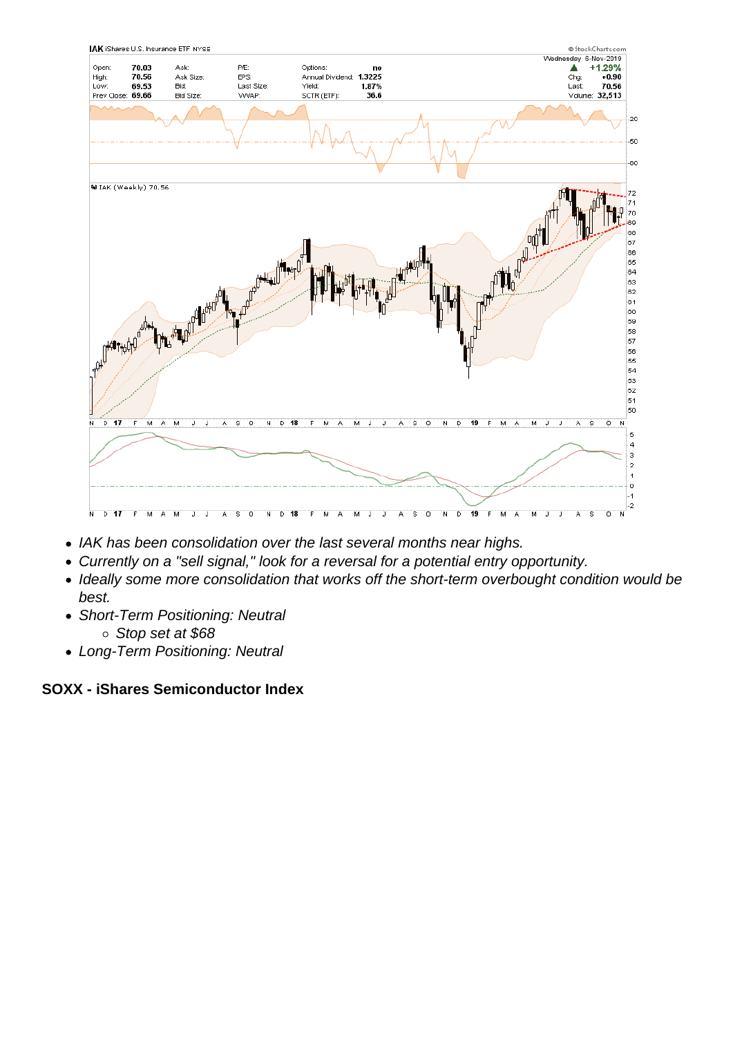- *IAK has been consolidation over the last several months near highs.*
- *Currently on a "sell signal," look for a reversal for a potential entry opportunity.*
- *Ideally some more consolidation that works off the short-term overbought condition would be best.*
- *Short-Term Positioning: Neutral*
    - *Stop set at $68*
- *Long-Term Positioning: Neutral*

**SOXX - iShares Semiconductor Index**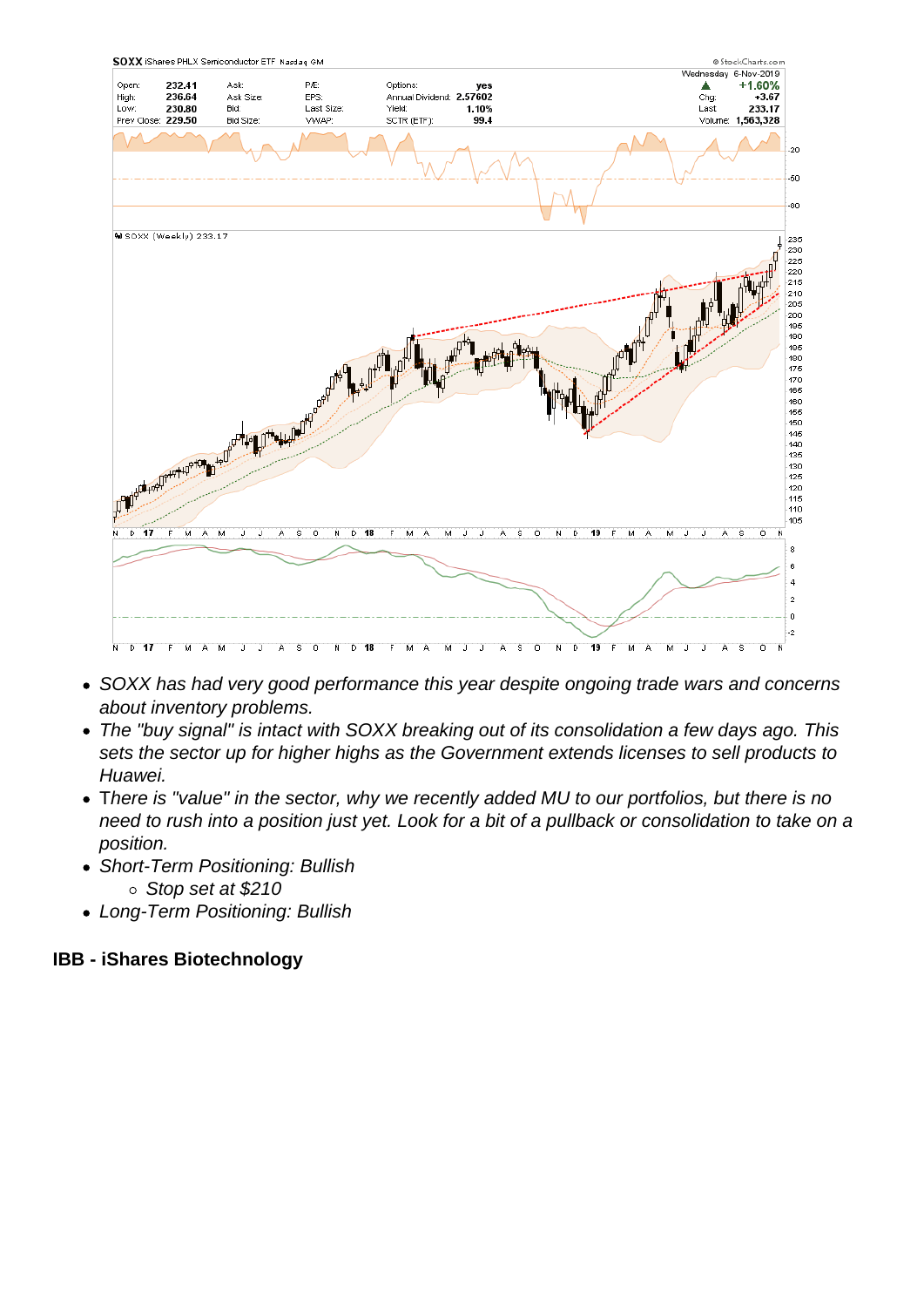- *SOXX has had very good performance this year despite ongoing trade wars and concerns about inventory problems.*
- *The "buy signal" is intact with SOXX breaking out of its consolidation a few days ago. This sets the sector up for higher highs as the Government extends licenses to sell products to Huawei.*
- *There is "value" in the sector, why we recently added MU to our portfolios, but there is no need to rush into a position just yet. Look for a bit of a pullback or consolidation to take on a position.*
- *Short-Term Positioning: Bullish*
  - *Stop set at $210*
- *Long-Term Positioning: Bullish*

**IBB - iShares Biotechnology**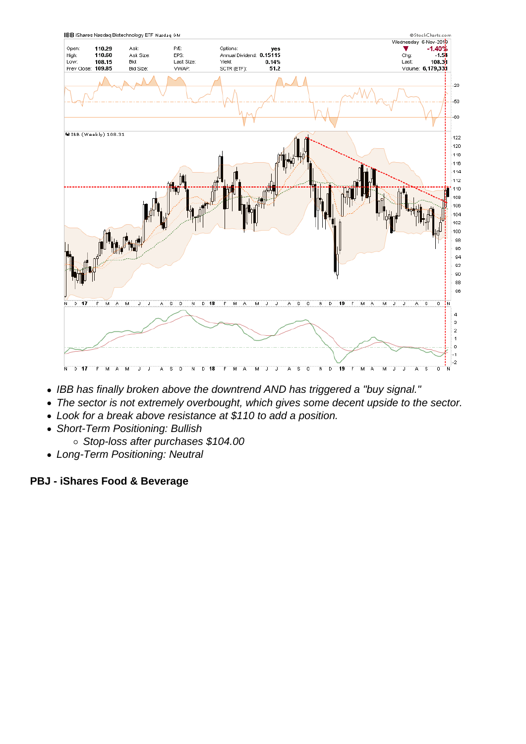- IBB has finally broken above the downtrend AND has triggered a "buy signal."
- The sector is not extremely overbought, which gives some decent upside to the sector.
- Look for a break above resistance at $110 to add a position.
- Short-Term Positioning: Bullish
  - Stop-loss after purchases $104.00
- Long-Term Positioning: Neutral

**PBJ - iShares Food & Beverage**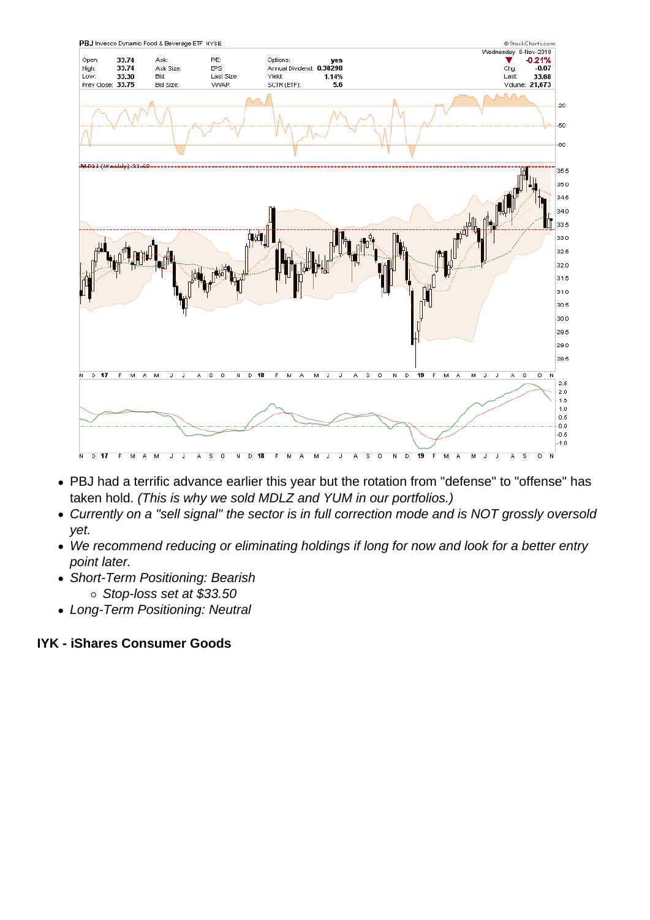- PBJ had a terrific advance earlier this year but the rotation from "defense" to "offense" has taken hold. *(This is why we sold MDLZ and YUM in our portfolios.)*
- *Currently on a "sell signal" the sector is in full correction mode and is NOT grossly oversold yet.*
- *We recommend reducing or eliminating holdings if long for now and look for a better entry point later.*
- *Short-Term Positioning: Bearish*
    - *Stop-loss set at $33.50*
- *Long-Term Positioning: Neutral*

**IYK - iShares Consumer Goods**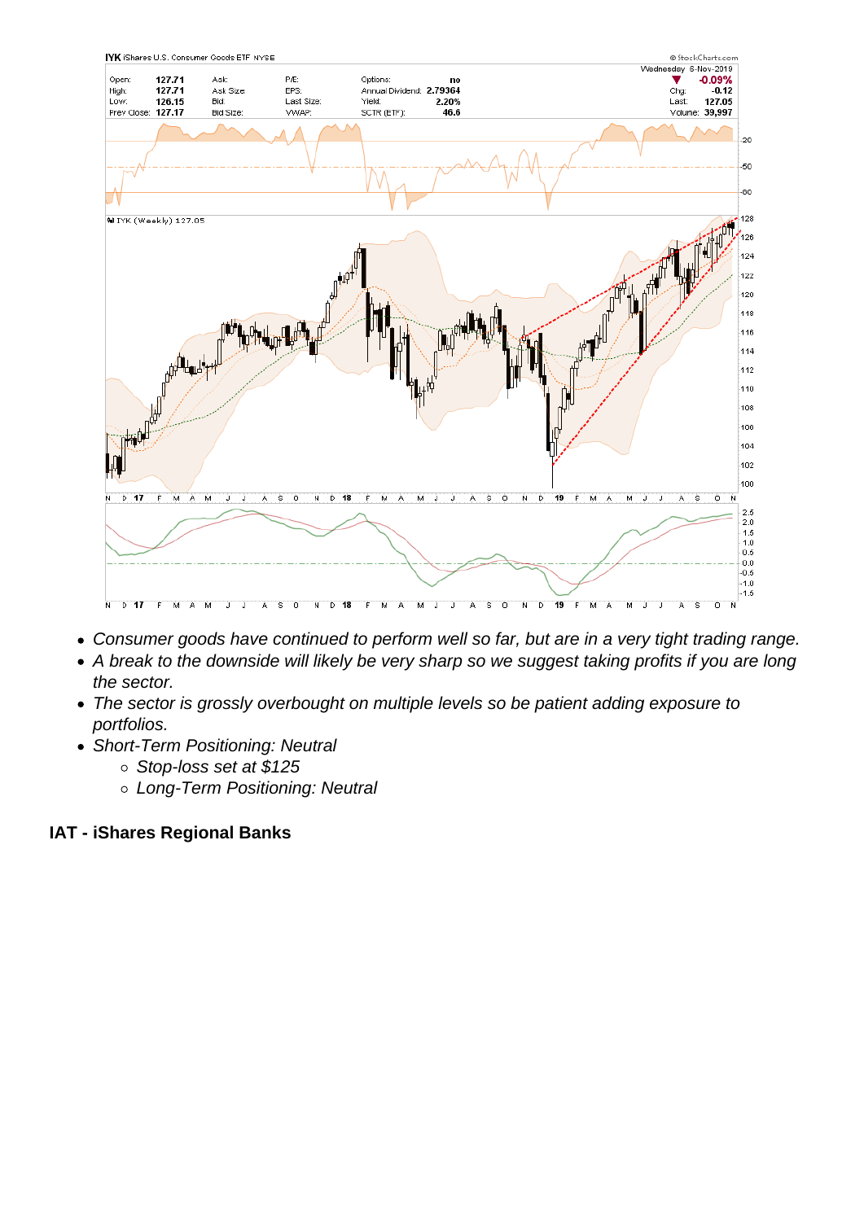- Consumer goods have continued to perform well so far, but are in a very tight trading range.
- A break to the downside will likely be very sharp so we suggest taking profits if you are long the sector.
- The sector is grossly overbought on multiple levels so be patient adding exposure to portfolios.
- Short-Term Positioning: Neutral
  - Stop-loss set at $125
  - Long-Term Positioning: Neutral

**IAT - iShares Regional Banks**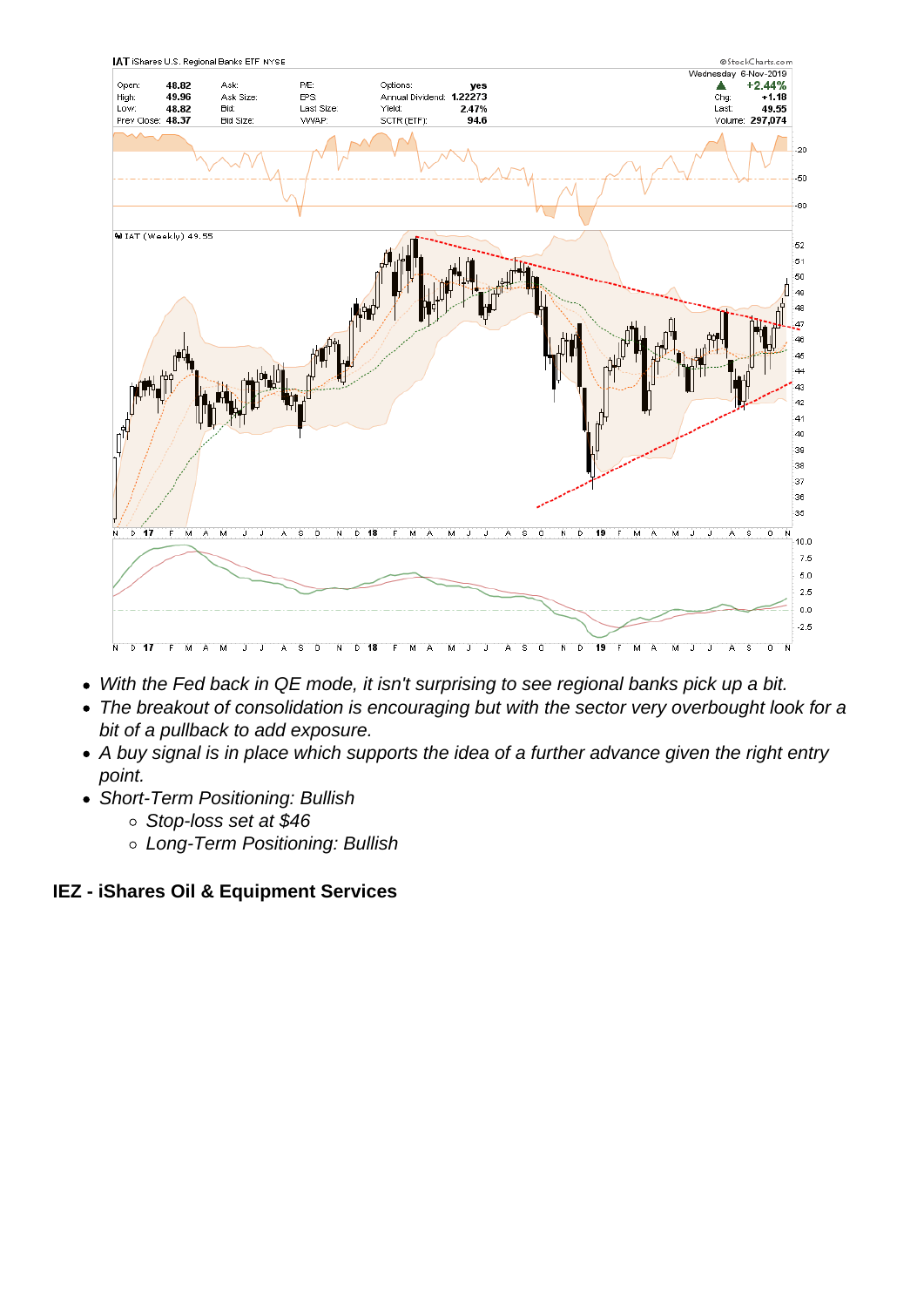- With the Fed back in QE mode, it isn't surprising to see regional banks pick up a bit.
- The breakout of consolidation is encouraging but with the sector very overbought look for a bit of a pullback to add exposure.
- A buy signal is in place which supports the idea of a further advance given the right entry point.
- Short-Term Positioning: Bullish
    - Stop-loss set at $46
    - Long-Term Positioning: Bullish

**IEZ - iShares Oil & Equipment Services**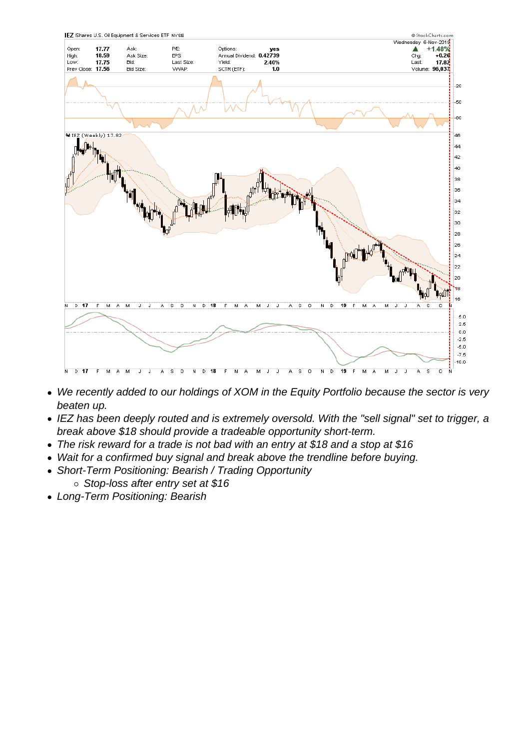IEZ iShares U.S. Oil Equipment & Services ETF NYSE

© StockCharts.com

Wednesday 6-Nov-2019

Open: 17.77
High: 18.59
Low: 17.75
Prev Close: 17.56

Ask:
Ask Size:
Bid:
Bid Size:

P/E:
EPS:
Last Size:
VWAP:

Options: yes
Annual Dividend: 0.42739
Yield: 2.40%
SCTR (ETF): 1.0

▲ +1.48%
Chg: +0.26
Last: 17.82
Volume: 96,037

IEZ (Weekly) 17.82

- We recently added to our holdings of XOM in the Equity Portfolio because the sector is very beaten up.
- IEZ has been deeply routed and is extremely oversold. With the "sell signal" set to trigger, a break above $18 should provide a tradeable opportunity short-term.
- The risk reward for a trade is not bad with an entry at $18 and a stop at $16
- Wait for a confirmed buy signal and break above the trendline before buying.
- Short-Term Positioning: Bearish / Trading Opportunity
  - Stop-loss after entry set at $16
- Long-Term Positioning: Bearish